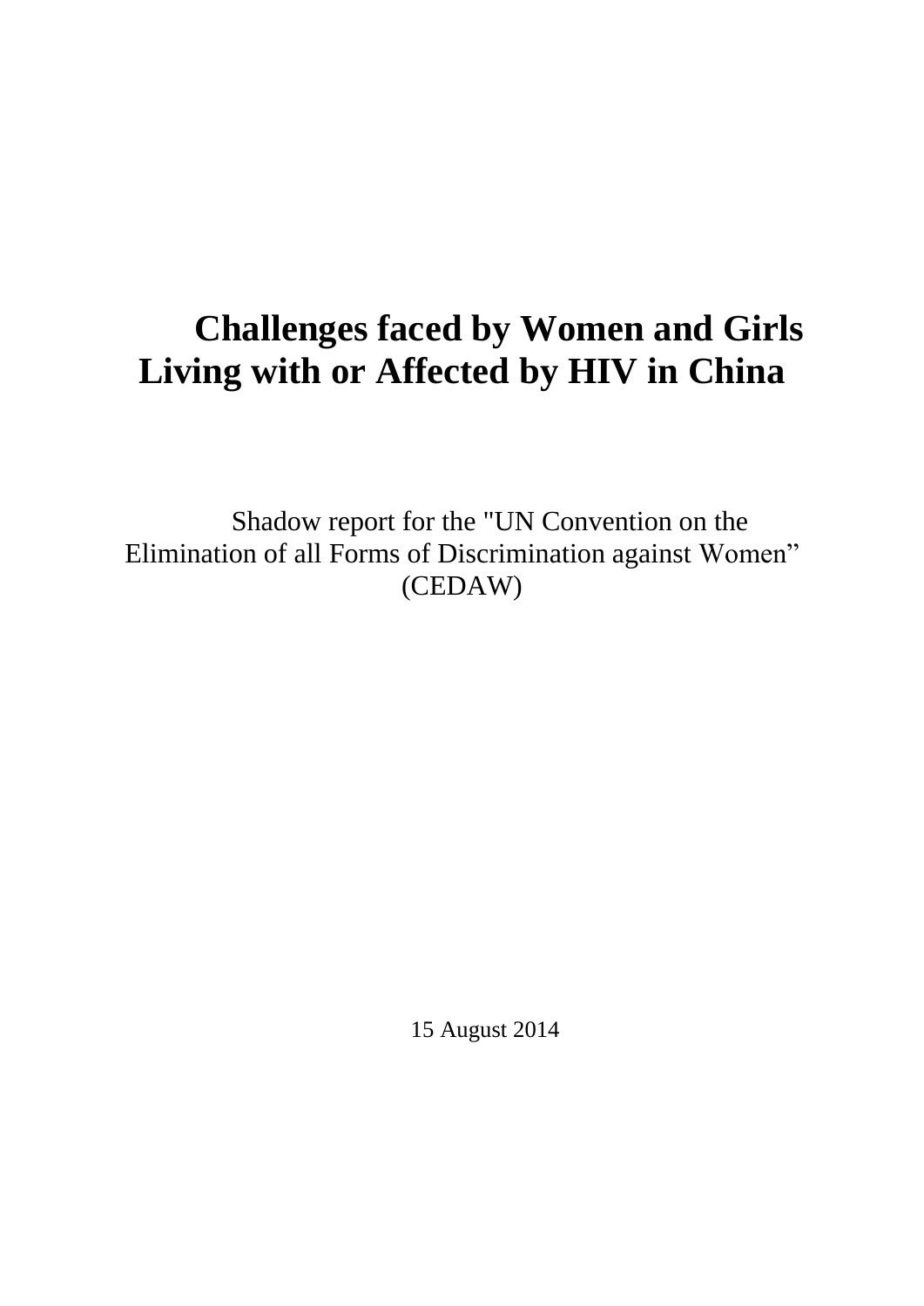# Challenges faced by Women and Girls Living with or Affected by HIV in China

Shadow report for the "UN Convention on the Elimination of all Forms of Discrimination against Women" (CEDAW)

15 August 2014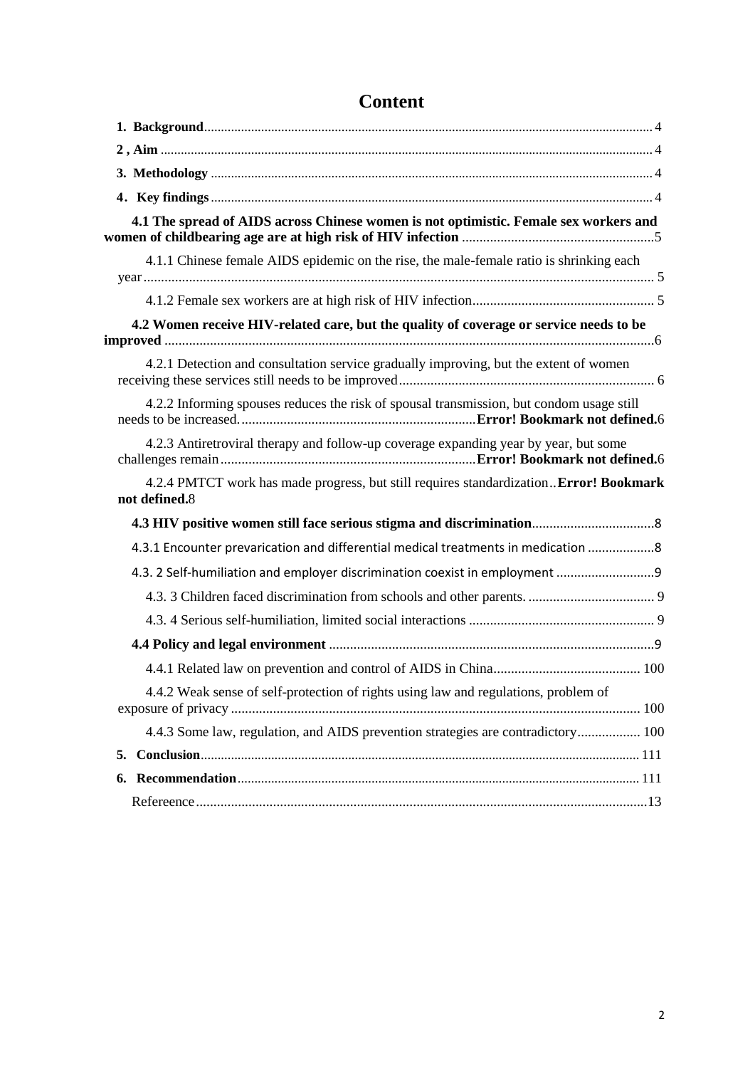# Content

**1. Background** ........ 4

**2 , Aim** ........ 4

**3. Methodology** ........ 4

**4．Key findings** ........ 4

**4.1 The spread of AIDS across Chinese women is not optimistic. Female sex workers and women of childbearing age are at high risk of HIV infection** ........ 5

4.1.1 Chinese female AIDS epidemic on the rise, the male-female ratio is shrinking each year ........ 5

4.1.2 Female sex workers are at high risk of HIV infection ........ 5

**4.2 Women receive HIV-related care, but the quality of coverage or service needs to be improved** ........ 6

4.2.1 Detection and consultation service gradually improving, but the extent of women receiving these services still needs to be improved ........ 6

4.2.2 Informing spouses reduces the risk of spousal transmission, but condom usage still needs to be increased. ........ **Error! Bookmark not defined.**6

4.2.3 Antiretroviral therapy and follow-up coverage expanding year by year, but some challenges remain ........ **Error! Bookmark not defined.**6

4.2.4 PMTCT work has made progress, but still requires standardization.. **Error! Bookmark not defined.**8

**4.3 HIV positive women still face serious stigma and discrimination** ........ 8

4.3.1 Encounter prevarication and differential medical treatments in medication ........ 8

4.3. 2 Self-humiliation and employer discrimination coexist in employment ........ 9

4.3. 3 Children faced discrimination from schools and other parents. ........ 9

4.3. 4 Serious self-humiliation, limited social interactions ........ 9

**4.4 Policy and legal environment** ........ 9

4.4.1 Related law on prevention and control of AIDS in China ........ 100

4.4.2 Weak sense of self-protection of rights using law and regulations, problem of exposure of privacy ........ 100

4.4.3 Some law, regulation, and AIDS prevention strategies are contradictory ........ 100

**5. Conclusion** ........ 111

**6. Recommendation** ........ 111

Refereence ........ 13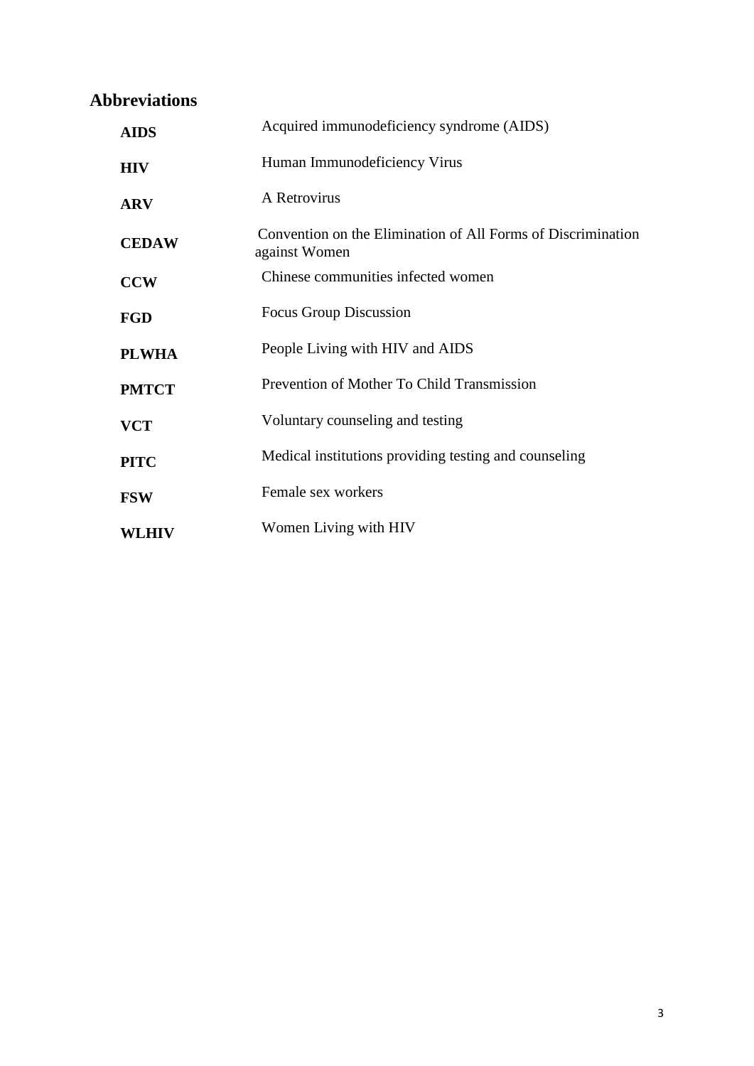## Abbreviations

| | |
|---|---|
| **AIDS** | Acquired immunodeficiency syndrome (AIDS) |
| **HIV** | Human Immunodeficiency Virus |
| **ARV** | A Retrovirus |
| **CEDAW** | Convention on the Elimination of All Forms of Discrimination against Women |
| **CCW** | Chinese communities infected women |
| **FGD** | Focus Group Discussion |
| **PLWHA** | People Living with HIV and AIDS |
| **PMTCT** | Prevention of Mother To Child Transmission |
| **VCT** | Voluntary counseling and testing |
| **PITC** | Medical institutions providing testing and counseling |
| **FSW** | Female sex workers |
| **WLHIV** | Women Living with HIV |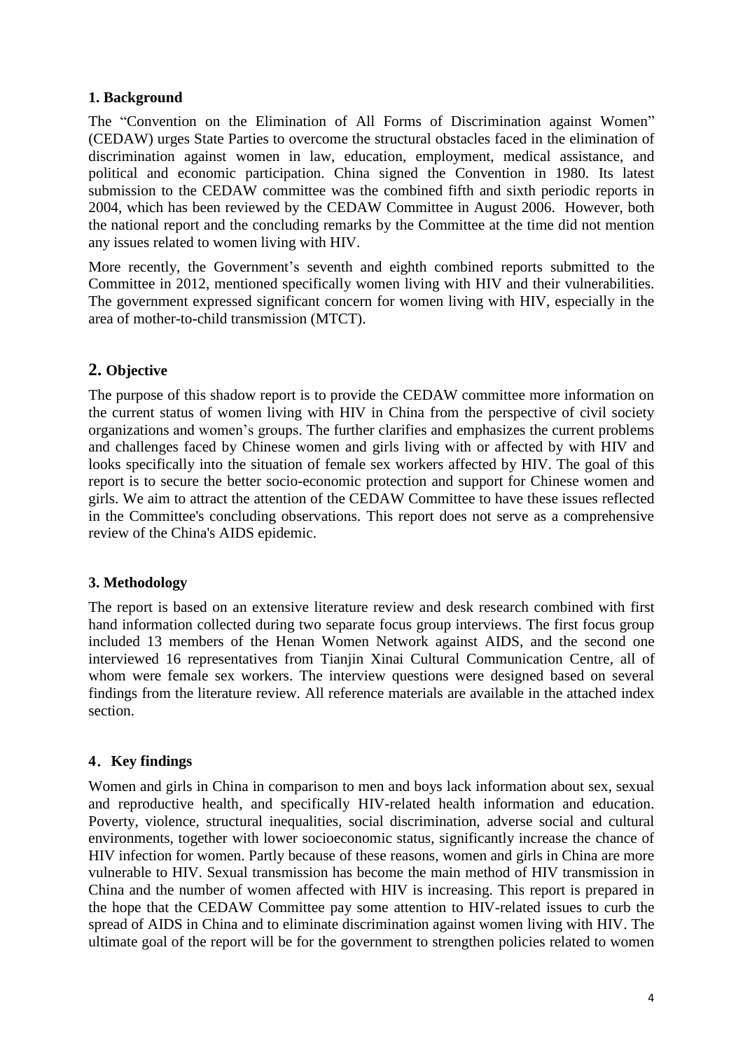## 1. Background

The "Convention on the Elimination of All Forms of Discrimination against Women" (CEDAW) urges State Parties to overcome the structural obstacles faced in the elimination of discrimination against women in law, education, employment, medical assistance, and political and economic participation. China signed the Convention in 1980. Its latest submission to the CEDAW committee was the combined fifth and sixth periodic reports in 2004, which has been reviewed by the CEDAW Committee in August 2006. However, both the national report and the concluding remarks by the Committee at the time did not mention any issues related to women living with HIV.

More recently, the Government's seventh and eighth combined reports submitted to the Committee in 2012, mentioned specifically women living with HIV and their vulnerabilities. The government expressed significant concern for women living with HIV, especially in the area of mother-to-child transmission (MTCT).

## 2. Objective

The purpose of this shadow report is to provide the CEDAW committee more information on the current status of women living with HIV in China from the perspective of civil society organizations and women's groups. The further clarifies and emphasizes the current problems and challenges faced by Chinese women and girls living with or affected by with HIV and looks specifically into the situation of female sex workers affected by HIV. The goal of this report is to secure the better socio-economic protection and support for Chinese women and girls. We aim to attract the attention of the CEDAW Committee to have these issues reflected in the Committee's concluding observations. This report does not serve as a comprehensive review of the China's AIDS epidemic.

## 3. Methodology

The report is based on an extensive literature review and desk research combined with first hand information collected during two separate focus group interviews. The first focus group included 13 members of the Henan Women Network against AIDS, and the second one interviewed 16 representatives from Tianjin Xinai Cultural Communication Centre, all of whom were female sex workers. The interview questions were designed based on several findings from the literature review. All reference materials are available in the attached index section.

## 4. Key findings

Women and girls in China in comparison to men and boys lack information about sex, sexual and reproductive health, and specifically HIV-related health information and education. Poverty, violence, structural inequalities, social discrimination, adverse social and cultural environments, together with lower socioeconomic status, significantly increase the chance of HIV infection for women. Partly because of these reasons, women and girls in China are more vulnerable to HIV. Sexual transmission has become the main method of HIV transmission in China and the number of women affected with HIV is increasing. This report is prepared in the hope that the CEDAW Committee pay some attention to HIV-related issues to curb the spread of AIDS in China and to eliminate discrimination against women living with HIV. The ultimate goal of the report will be for the government to strengthen policies related to women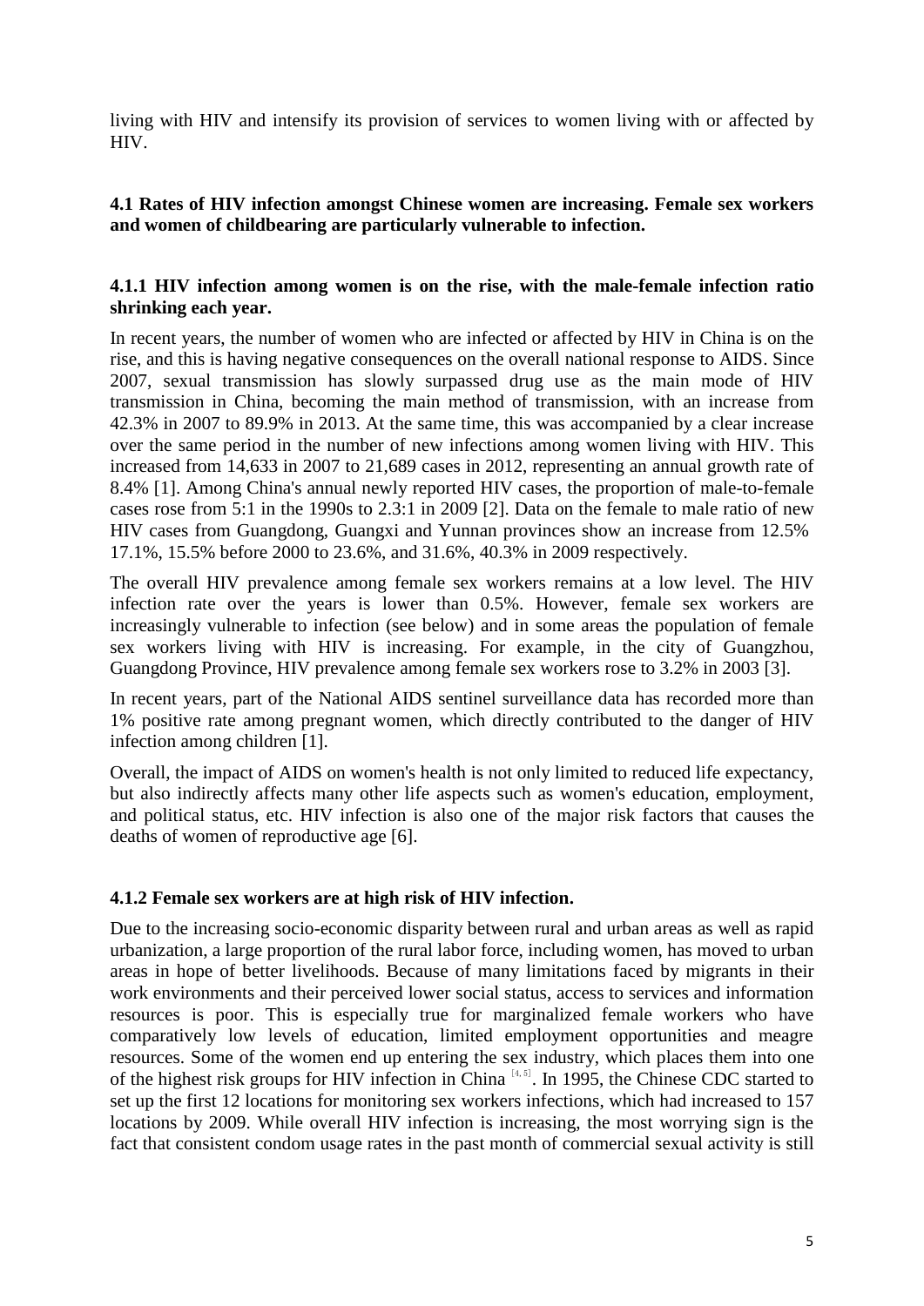living with HIV and intensify its provision of services to women living with or affected by HIV.

### 4.1 Rates of HIV infection amongst Chinese women are increasing. Female sex workers and women of childbearing are particularly vulnerable to infection.

#### 4.1.1 HIV infection among women is on the rise, with the male-female infection ratio shrinking each year.

In recent years, the number of women who are infected or affected by HIV in China is on the rise, and this is having negative consequences on the overall national response to AIDS. Since 2007, sexual transmission has slowly surpassed drug use as the main mode of HIV transmission in China, becoming the main method of transmission, with an increase from 42.3% in 2007 to 89.9% in 2013. At the same time, this was accompanied by a clear increase over the same period in the number of new infections among women living with HIV. This increased from 14,633 in 2007 to 21,689 cases in 2012, representing an annual growth rate of 8.4% [1]. Among China's annual newly reported HIV cases, the proportion of male-to-female cases rose from 5:1 in the 1990s to 2.3:1 in 2009 [2]. Data on the female to male ratio of new HIV cases from Guangdong, Guangxi and Yunnan provinces show an increase from 12.5% 17.1%, 15.5% before 2000 to 23.6%, and 31.6%, 40.3% in 2009 respectively.

The overall HIV prevalence among female sex workers remains at a low level. The HIV infection rate over the years is lower than 0.5%. However, female sex workers are increasingly vulnerable to infection (see below) and in some areas the population of female sex workers living with HIV is increasing. For example, in the city of Guangzhou, Guangdong Province, HIV prevalence among female sex workers rose to 3.2% in 2003 [3].

In recent years, part of the National AIDS sentinel surveillance data has recorded more than 1% positive rate among pregnant women, which directly contributed to the danger of HIV infection among children [1].

Overall, the impact of AIDS on women's health is not only limited to reduced life expectancy, but also indirectly affects many other life aspects such as women's education, employment, and political status, etc. HIV infection is also one of the major risk factors that causes the deaths of women of reproductive age [6].

#### 4.1.2 Female sex workers are at high risk of HIV infection.

Due to the increasing socio-economic disparity between rural and urban areas as well as rapid urbanization, a large proportion of the rural labor force, including women, has moved to urban areas in hope of better livelihoods. Because of many limitations faced by migrants in their work environments and their perceived lower social status, access to services and information resources is poor. This is especially true for marginalized female workers who have comparatively low levels of education, limited employment opportunities and meagre resources. Some of the women end up entering the sex industry, which places them into one of the highest risk groups for HIV infection in China [4, 5]. In 1995, the Chinese CDC started to set up the first 12 locations for monitoring sex workers infections, which had increased to 157 locations by 2009. While overall HIV infection is increasing, the most worrying sign is the fact that consistent condom usage rates in the past month of commercial sexual activity is still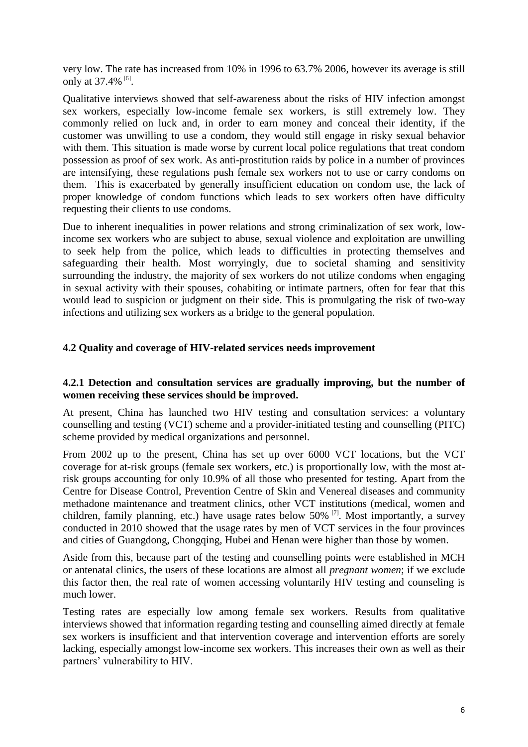very low. The rate has increased from 10% in 1996 to 63.7% 2006, however its average is still only at 37.4% [6].

Qualitative interviews showed that self-awareness about the risks of HIV infection amongst sex workers, especially low-income female sex workers, is still extremely low. They commonly relied on luck and, in order to earn money and conceal their identity, if the customer was unwilling to use a condom, they would still engage in risky sexual behavior with them. This situation is made worse by current local police regulations that treat condom possession as proof of sex work. As anti-prostitution raids by police in a number of provinces are intensifying, these regulations push female sex workers not to use or carry condoms on them. This is exacerbated by generally insufficient education on condom use, the lack of proper knowledge of condom functions which leads to sex workers often have difficulty requesting their clients to use condoms.

Due to inherent inequalities in power relations and strong criminalization of sex work, low-income sex workers who are subject to abuse, sexual violence and exploitation are unwilling to seek help from the police, which leads to difficulties in protecting themselves and safeguarding their health. Most worryingly, due to societal shaming and sensitivity surrounding the industry, the majority of sex workers do not utilize condoms when engaging in sexual activity with their spouses, cohabiting or intimate partners, often for fear that this would lead to suspicion or judgment on their side. This is promulgating the risk of two-way infections and utilizing sex workers as a bridge to the general population.

### 4.2 Quality and coverage of HIV-related services needs improvement

#### 4.2.1 Detection and consultation services are gradually improving, but the number of women receiving these services should be improved.

At present, China has launched two HIV testing and consultation services: a voluntary counselling and testing (VCT) scheme and a provider-initiated testing and counselling (PITC) scheme provided by medical organizations and personnel.

From 2002 up to the present, China has set up over 6000 VCT locations, but the VCT coverage for at-risk groups (female sex workers, etc.) is proportionally low, with the most at-risk groups accounting for only 10.9% of all those who presented for testing. Apart from the Centre for Disease Control, Prevention Centre of Skin and Venereal diseases and community methadone maintenance and treatment clinics, other VCT institutions (medical, women and children, family planning, etc.) have usage rates below 50% [7]. Most importantly, a survey conducted in 2010 showed that the usage rates by men of VCT services in the four provinces and cities of Guangdong, Chongqing, Hubei and Henan were higher than those by women.

Aside from this, because part of the testing and counselling points were established in MCH or antenatal clinics, the users of these locations are almost all *pregnant women*; if we exclude this factor then, the real rate of women accessing voluntarily HIV testing and counseling is much lower.

Testing rates are especially low among female sex workers. Results from qualitative interviews showed that information regarding testing and counselling aimed directly at female sex workers is insufficient and that intervention coverage and intervention efforts are sorely lacking, especially amongst low-income sex workers. This increases their own as well as their partners' vulnerability to HIV.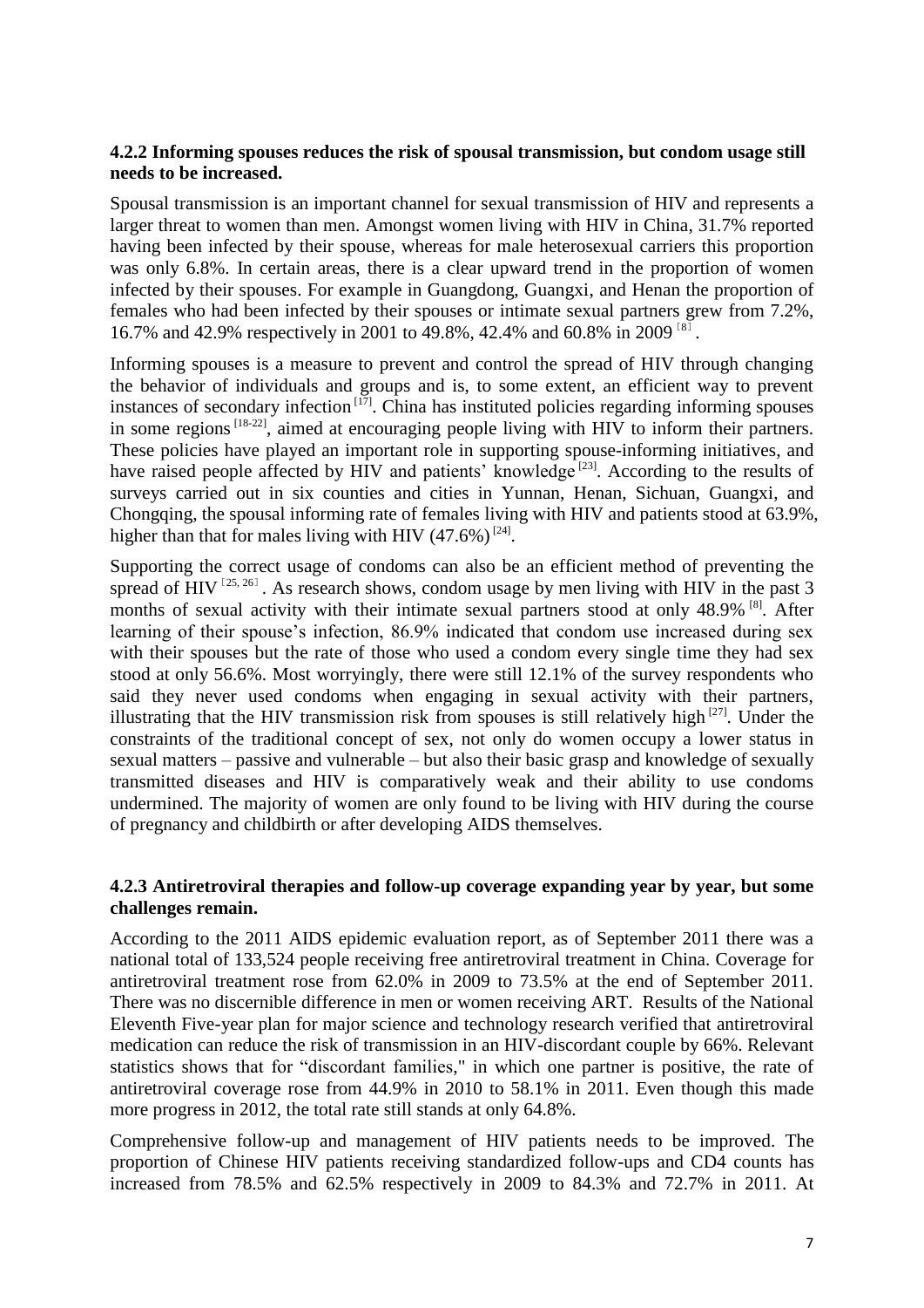#### 4.2.2 Informing spouses reduces the risk of spousal transmission, but condom usage still needs to be increased.

Spousal transmission is an important channel for sexual transmission of HIV and represents a larger threat to women than men. Amongst women living with HIV in China, 31.7% reported having been infected by their spouse, whereas for male heterosexual carriers this proportion was only 6.8%. In certain areas, there is a clear upward trend in the proportion of women infected by their spouses. For example in Guangdong, Guangxi, and Henan the proportion of females who had been infected by their spouses or intimate sexual partners grew from 7.2%, 16.7% and 42.9% respectively in 2001 to 49.8%, 42.4% and 60.8% in 2009 [8].

Informing spouses is a measure to prevent and control the spread of HIV through changing the behavior of individuals and groups and is, to some extent, an efficient way to prevent instances of secondary infection [17]. China has instituted policies regarding informing spouses in some regions [18-22], aimed at encouraging people living with HIV to inform their partners. These policies have played an important role in supporting spouse-informing initiatives, and have raised people affected by HIV and patients' knowledge [23]. According to the results of surveys carried out in six counties and cities in Yunnan, Henan, Sichuan, Guangxi, and Chongqing, the spousal informing rate of females living with HIV and patients stood at 63.9%, higher than that for males living with HIV (47.6%) [24].

Supporting the correct usage of condoms can also be an efficient method of preventing the spread of HIV [25, 26]. As research shows, condom usage by men living with HIV in the past 3 months of sexual activity with their intimate sexual partners stood at only 48.9% [8]. After learning of their spouse's infection, 86.9% indicated that condom use increased during sex with their spouses but the rate of those who used a condom every single time they had sex stood at only 56.6%. Most worryingly, there were still 12.1% of the survey respondents who said they never used condoms when engaging in sexual activity with their partners, illustrating that the HIV transmission risk from spouses is still relatively high [27]. Under the constraints of the traditional concept of sex, not only do women occupy a lower status in sexual matters – passive and vulnerable – but also their basic grasp and knowledge of sexually transmitted diseases and HIV is comparatively weak and their ability to use condoms undermined. The majority of women are only found to be living with HIV during the course of pregnancy and childbirth or after developing AIDS themselves.

#### 4.2.3 Antiretroviral therapies and follow-up coverage expanding year by year, but some challenges remain.

According to the 2011 AIDS epidemic evaluation report, as of September 2011 there was a national total of 133,524 people receiving free antiretroviral treatment in China. Coverage for antiretroviral treatment rose from 62.0% in 2009 to 73.5% at the end of September 2011. There was no discernible difference in men or women receiving ART. Results of the National Eleventh Five-year plan for major science and technology research verified that antiretroviral medication can reduce the risk of transmission in an HIV-discordant couple by 66%. Relevant statistics shows that for "discordant families," in which one partner is positive, the rate of antiretroviral coverage rose from 44.9% in 2010 to 58.1% in 2011. Even though this made more progress in 2012, the total rate still stands at only 64.8%.

Comprehensive follow-up and management of HIV patients needs to be improved. The proportion of Chinese HIV patients receiving standardized follow-ups and CD4 counts has increased from 78.5% and 62.5% respectively in 2009 to 84.3% and 72.7% in 2011. At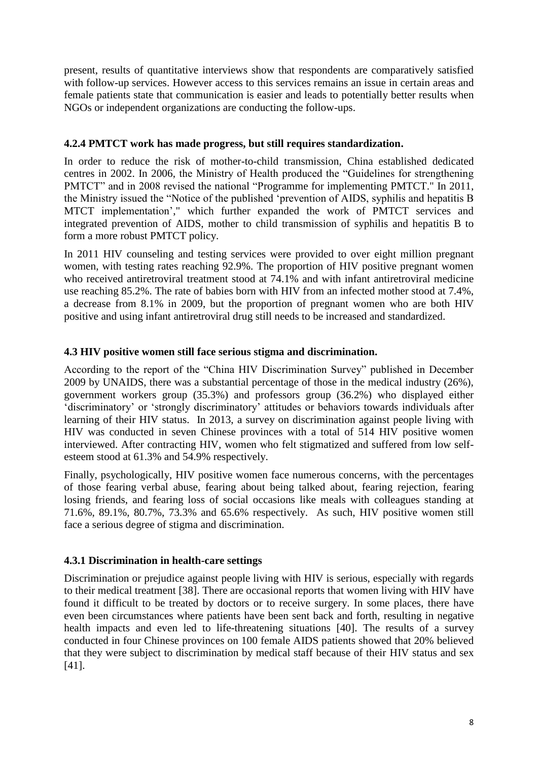present, results of quantitative interviews show that respondents are comparatively satisfied with follow-up services. However access to this services remains an issue in certain areas and female patients state that communication is easier and leads to potentially better results when NGOs or independent organizations are conducting the follow-ups.

### 4.2.4 PMTCT work has made progress, but still requires standardization.

In order to reduce the risk of mother-to-child transmission, China established dedicated centres in 2002. In 2006, the Ministry of Health produced the "Guidelines for strengthening PMTCT" and in 2008 revised the national "Programme for implementing PMTCT." In 2011, the Ministry issued the "Notice of the published 'prevention of AIDS, syphilis and hepatitis B MTCT implementation'," which further expanded the work of PMTCT services and integrated prevention of AIDS, mother to child transmission of syphilis and hepatitis B to form a more robust PMTCT policy.

In 2011 HIV counseling and testing services were provided to over eight million pregnant women, with testing rates reaching 92.9%. The proportion of HIV positive pregnant women who received antiretroviral treatment stood at 74.1% and with infant antiretroviral medicine use reaching 85.2%. The rate of babies born with HIV from an infected mother stood at 7.4%, a decrease from 8.1% in 2009, but the proportion of pregnant women who are both HIV positive and using infant antiretroviral drug still needs to be increased and standardized.

## 4.3 HIV positive women still face serious stigma and discrimination.

According to the report of the "China HIV Discrimination Survey" published in December 2009 by UNAIDS, there was a substantial percentage of those in the medical industry (26%), government workers group (35.3%) and professors group (36.2%) who displayed either 'discriminatory' or 'strongly discriminatory' attitudes or behaviors towards individuals after learning of their HIV status. In 2013, a survey on discrimination against people living with HIV was conducted in seven Chinese provinces with a total of 514 HIV positive women interviewed. After contracting HIV, women who felt stigmatized and suffered from low self-esteem stood at 61.3% and 54.9% respectively.

Finally, psychologically, HIV positive women face numerous concerns, with the percentages of those fearing verbal abuse, fearing about being talked about, fearing rejection, fearing losing friends, and fearing loss of social occasions like meals with colleagues standing at 71.6%, 89.1%, 80.7%, 73.3% and 65.6% respectively. As such, HIV positive women still face a serious degree of stigma and discrimination.

### 4.3.1 Discrimination in health-care settings

Discrimination or prejudice against people living with HIV is serious, especially with regards to their medical treatment [38]. There are occasional reports that women living with HIV have found it difficult to be treated by doctors or to receive surgery. In some places, there have even been circumstances where patients have been sent back and forth, resulting in negative health impacts and even led to life-threatening situations [40]. The results of a survey conducted in four Chinese provinces on 100 female AIDS patients showed that 20% believed that they were subject to discrimination by medical staff because of their HIV status and sex [41].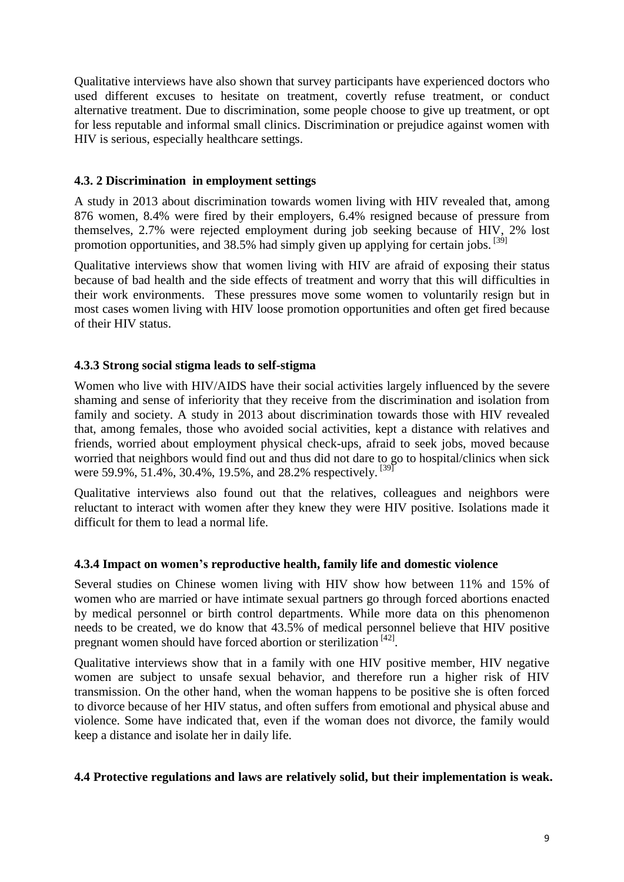Qualitative interviews have also shown that survey participants have experienced doctors who used different excuses to hesitate on treatment, covertly refuse treatment, or conduct alternative treatment. Due to discrimination, some people choose to give up treatment, or opt for less reputable and informal small clinics. Discrimination or prejudice against women with HIV is serious, especially healthcare settings.

### 4.3. 2 Discrimination in employment settings

A study in 2013 about discrimination towards women living with HIV revealed that, among 876 women, 8.4% were fired by their employers, 6.4% resigned because of pressure from themselves, 2.7% were rejected employment during job seeking because of HIV, 2% lost promotion opportunities, and 38.5% had simply given up applying for certain jobs. [39]

Qualitative interviews show that women living with HIV are afraid of exposing their status because of bad health and the side effects of treatment and worry that this will difficulties in their work environments. These pressures move some women to voluntarily resign but in most cases women living with HIV loose promotion opportunities and often get fired because of their HIV status.

### 4.3.3 Strong social stigma leads to self-stigma

Women who live with HIV/AIDS have their social activities largely influenced by the severe shaming and sense of inferiority that they receive from the discrimination and isolation from family and society. A study in 2013 about discrimination towards those with HIV revealed that, among females, those who avoided social activities, kept a distance with relatives and friends, worried about employment physical check-ups, afraid to seek jobs, moved because worried that neighbors would find out and thus did not dare to go to hospital/clinics when sick were 59.9%, 51.4%, 30.4%, 19.5%, and 28.2% respectively. [39]

Qualitative interviews also found out that the relatives, colleagues and neighbors were reluctant to interact with women after they knew they were HIV positive. Isolations made it difficult for them to lead a normal life.

### 4.3.4 Impact on women's reproductive health, family life and domestic violence

Several studies on Chinese women living with HIV show how between 11% and 15% of women who are married or have intimate sexual partners go through forced abortions enacted by medical personnel or birth control departments. While more data on this phenomenon needs to be created, we do know that 43.5% of medical personnel believe that HIV positive pregnant women should have forced abortion or sterilization [42].

Qualitative interviews show that in a family with one HIV positive member, HIV negative women are subject to unsafe sexual behavior, and therefore run a higher risk of HIV transmission. On the other hand, when the woman happens to be positive she is often forced to divorce because of her HIV status, and often suffers from emotional and physical abuse and violence. Some have indicated that, even if the woman does not divorce, the family would keep a distance and isolate her in daily life.

## 4.4 Protective regulations and laws are relatively solid, but their implementation is weak.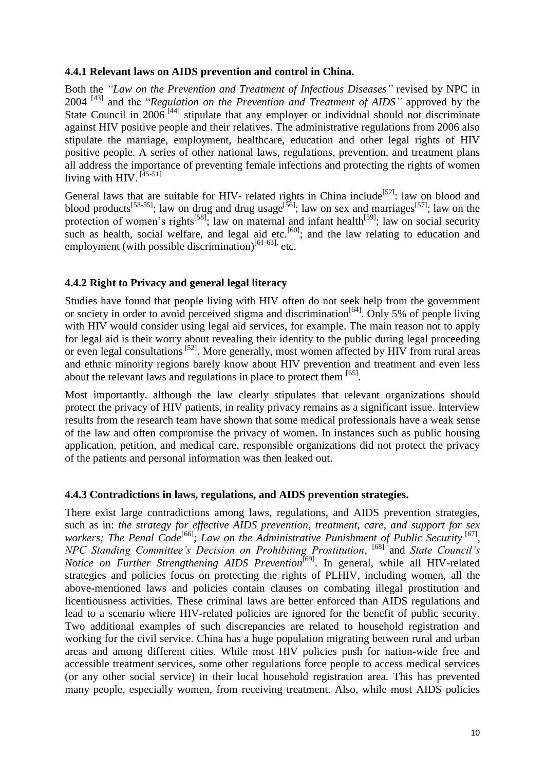### 4.4.1 Relevant laws on AIDS prevention and control in China.

Both the *"Law on the Prevention and Treatment of Infectious Diseases"* revised by NPC in 2004 [43] and the "*Regulation on the Prevention and Treatment of AIDS"* approved by the State Council in 2006 [44] stipulate that any employer or individual should not discriminate against HIV positive people and their relatives. The administrative regulations from 2006 also stipulate the marriage, employment, healthcare, education and other legal rights of HIV positive people. A series of other national laws, regulations, prevention, and treatment plans all address the importance of preventing female infections and protecting the rights of women living with HIV. [45-51]

General laws that are suitable for HIV- related rights in China include[52]: law on blood and blood products[53-55]; law on drug and drug usage[56]; law on sex and marriages[57]; law on the protection of women's rights[58]; law on maternal and infant health[59]; law on social security such as health, social welfare, and legal aid etc.[60]; and the law relating to education and employment (with possible discrimination)[61-63], etc.

### 4.4.2 Right to Privacy and general legal literacy

Studies have found that people living with HIV often do not seek help from the government or society in order to avoid perceived stigma and discrimination[64]. Only 5% of people living with HIV would consider using legal aid services, for example. The main reason not to apply for legal aid is their worry about revealing their identity to the public during legal proceeding or even legal consultations [52]. More generally, most women affected by HIV from rural areas and ethnic minority regions barely know about HIV prevention and treatment and even less about the relevant laws and regulations in place to protect them [65].

Most importantly. although the law clearly stipulates that relevant organizations should protect the privacy of HIV patients, in reality privacy remains as a significant issue. Interview results from the research team have shown that some medical professionals have a weak sense of the law and often compromise the privacy of women. In instances such as public housing application, petition, and medical care, responsible organizations did not protect the privacy of the patients and personal information was then leaked out.

### 4.4.3 Contradictions in laws, regulations, and AIDS prevention strategies.

There exist large contradictions among laws, regulations, and AIDS prevention strategies, such as in: *the strategy for effective AIDS prevention, treatment, care, and support for sex workers; The Penal Code*[66]; *Law on the Administrative Punishment of Public Security* [67], *NPC Standing Committee's Decision on Prohibiting Prostitution*, [68] and *State Council's Notice on Further Strengthening AIDS Prevention*[69]. In general, while all HIV-related strategies and policies focus on protecting the rights of PLHIV, including women, all the above-mentioned laws and policies contain clauses on combating illegal prostitution and licentiousness activities. These criminal laws are better enforced than AIDS regulations and lead to a scenario where HIV-related policies are ignored for the benefit of public security. Two additional examples of such discrepancies are related to household registration and working for the civil service. China has a huge population migrating between rural and urban areas and among different cities. While most HIV policies push for nation-wide free and accessible treatment services, some other regulations force people to access medical services (or any other social service) in their local household registration area. This has prevented many people, especially women, from receiving treatment. Also, while most AIDS policies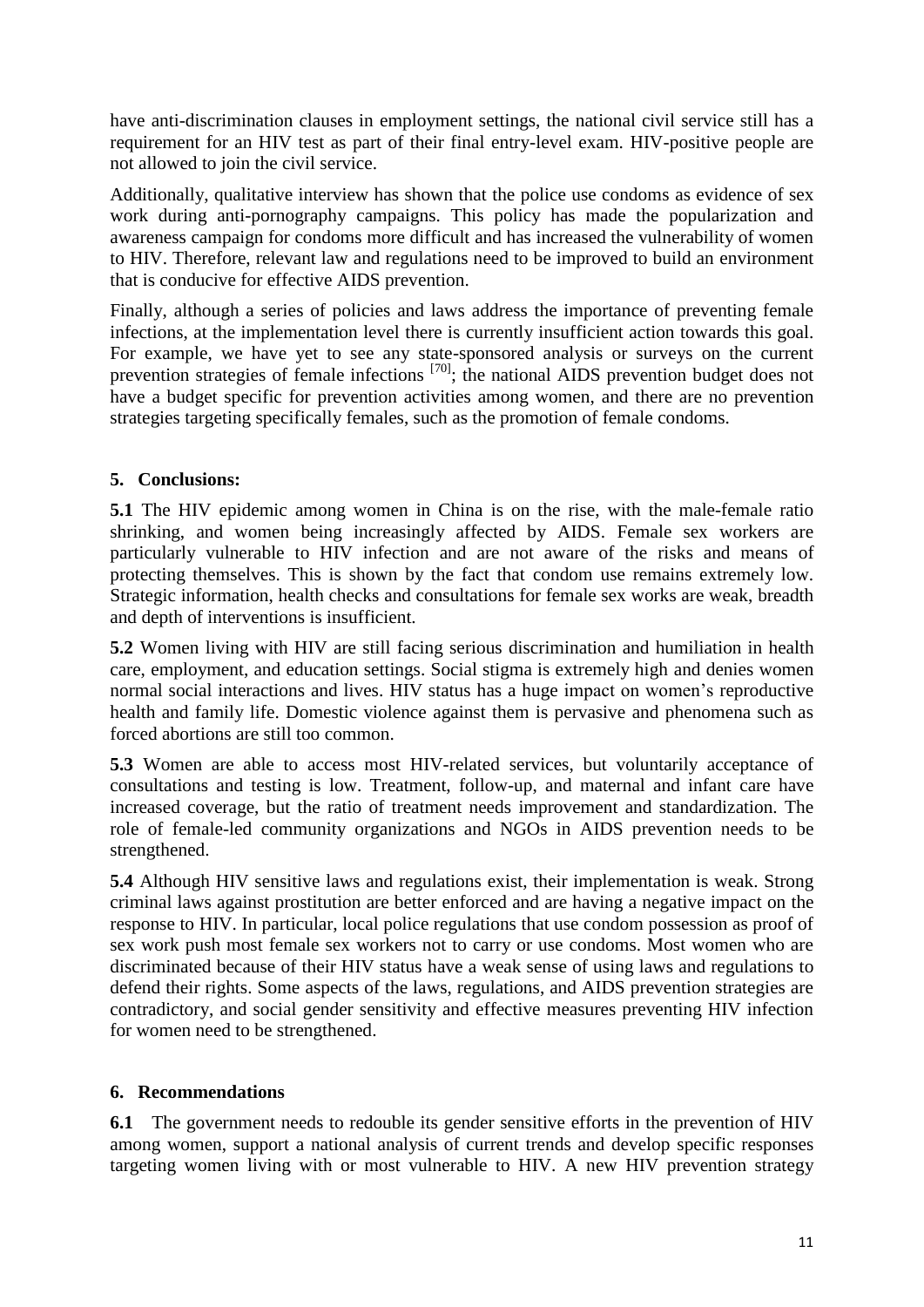have anti-discrimination clauses in employment settings, the national civil service still has a requirement for an HIV test as part of their final entry-level exam. HIV-positive people are not allowed to join the civil service.

Additionally, qualitative interview has shown that the police use condoms as evidence of sex work during anti-pornography campaigns. This policy has made the popularization and awareness campaign for condoms more difficult and has increased the vulnerability of women to HIV. Therefore, relevant law and regulations need to be improved to build an environment that is conducive for effective AIDS prevention.

Finally, although a series of policies and laws address the importance of preventing female infections, at the implementation level there is currently insufficient action towards this goal. For example, we have yet to see any state-sponsored analysis or surveys on the current prevention strategies of female infections [70]; the national AIDS prevention budget does not have a budget specific for prevention activities among women, and there are no prevention strategies targeting specifically females, such as the promotion of female condoms.

## 5. Conclusions:

**5.1** The HIV epidemic among women in China is on the rise, with the male-female ratio shrinking, and women being increasingly affected by AIDS. Female sex workers are particularly vulnerable to HIV infection and are not aware of the risks and means of protecting themselves. This is shown by the fact that condom use remains extremely low. Strategic information, health checks and consultations for female sex works are weak, breadth and depth of interventions is insufficient.

**5.2** Women living with HIV are still facing serious discrimination and humiliation in health care, employment, and education settings. Social stigma is extremely high and denies women normal social interactions and lives. HIV status has a huge impact on women's reproductive health and family life. Domestic violence against them is pervasive and phenomena such as forced abortions are still too common.

**5.3** Women are able to access most HIV-related services, but voluntarily acceptance of consultations and testing is low. Treatment, follow-up, and maternal and infant care have increased coverage, but the ratio of treatment needs improvement and standardization. The role of female-led community organizations and NGOs in AIDS prevention needs to be strengthened.

**5.4** Although HIV sensitive laws and regulations exist, their implementation is weak. Strong criminal laws against prostitution are better enforced and are having a negative impact on the response to HIV. In particular, local police regulations that use condom possession as proof of sex work push most female sex workers not to carry or use condoms. Most women who are discriminated because of their HIV status have a weak sense of using laws and regulations to defend their rights. Some aspects of the laws, regulations, and AIDS prevention strategies are contradictory, and social gender sensitivity and effective measures preventing HIV infection for women need to be strengthened.

## 6. Recommendations

**6.1** The government needs to redouble its gender sensitive efforts in the prevention of HIV among women, support a national analysis of current trends and develop specific responses targeting women living with or most vulnerable to HIV. A new HIV prevention strategy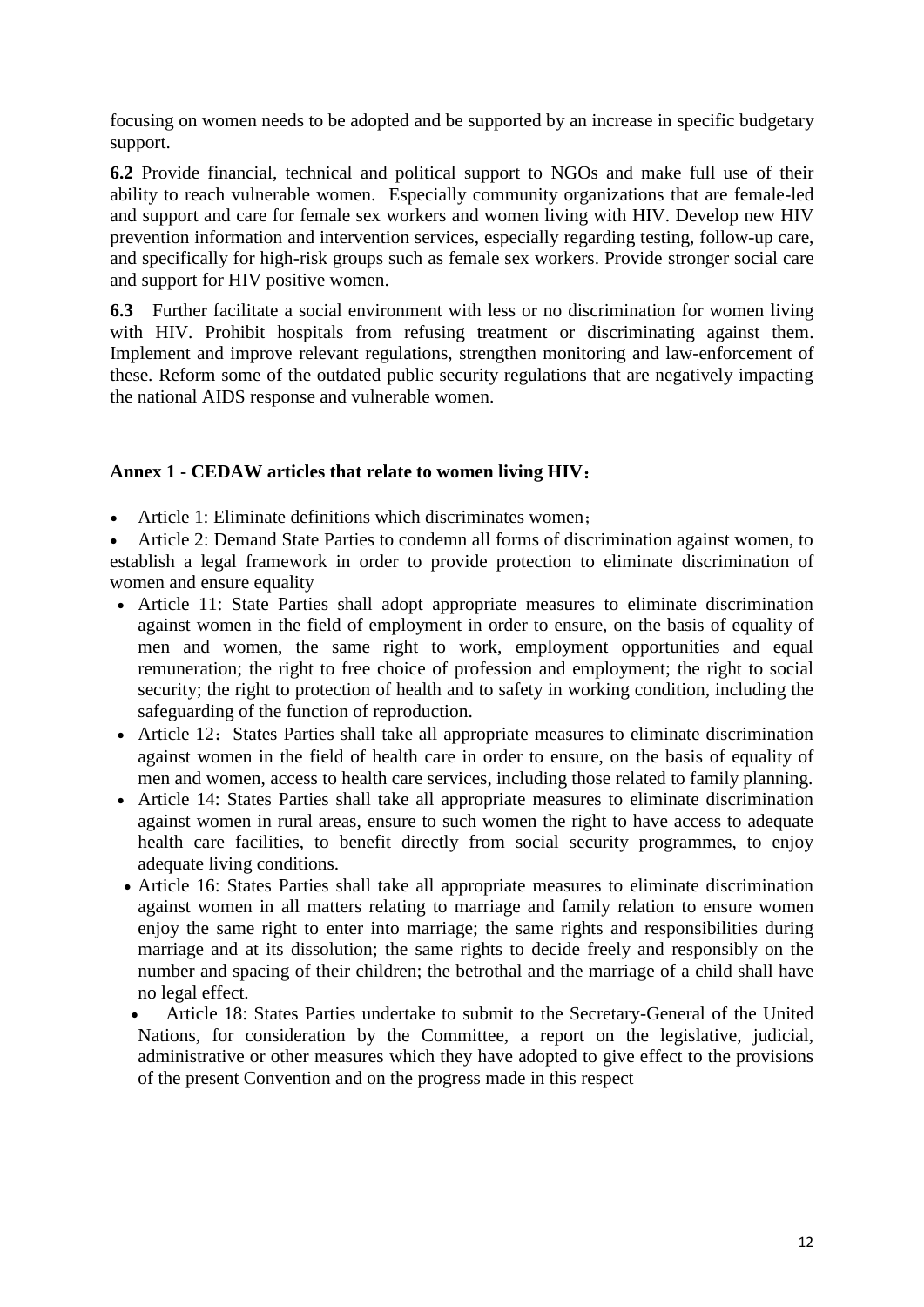focusing on women needs to be adopted and be supported by an increase in specific budgetary support.

**6.2** Provide financial, technical and political support to NGOs and make full use of their ability to reach vulnerable women. Especially community organizations that are female-led and support and care for female sex workers and women living with HIV. Develop new HIV prevention information and intervention services, especially regarding testing, follow-up care, and specifically for high-risk groups such as female sex workers. Provide stronger social care and support for HIV positive women.

**6.3** Further facilitate a social environment with less or no discrimination for women living with HIV. Prohibit hospitals from refusing treatment or discriminating against them. Implement and improve relevant regulations, strengthen monitoring and law-enforcement of these. Reform some of the outdated public security regulations that are negatively impacting the national AIDS response and vulnerable women.

### Annex 1 - CEDAW articles that relate to women living HIV：

- Article 1: Eliminate definitions which discriminates women；
- Article 2: Demand State Parties to condemn all forms of discrimination against women, to establish a legal framework in order to provide protection to eliminate discrimination of women and ensure equality
- Article 11: State Parties shall adopt appropriate measures to eliminate discrimination against women in the field of employment in order to ensure, on the basis of equality of men and women, the same right to work, employment opportunities and equal remuneration; the right to free choice of profession and employment; the right to social security; the right to protection of health and to safety in working condition, including the safeguarding of the function of reproduction.
- Article 12：States Parties shall take all appropriate measures to eliminate discrimination against women in the field of health care in order to ensure, on the basis of equality of men and women, access to health care services, including those related to family planning.
- Article 14: States Parties shall take all appropriate measures to eliminate discrimination against women in rural areas, ensure to such women the right to have access to adequate health care facilities, to benefit directly from social security programmes, to enjoy adequate living conditions.
- Article 16: States Parties shall take all appropriate measures to eliminate discrimination against women in all matters relating to marriage and family relation to ensure women enjoy the same right to enter into marriage; the same rights and responsibilities during marriage and at its dissolution; the same rights to decide freely and responsibly on the number and spacing of their children; the betrothal and the marriage of a child shall have no legal effect.
- Article 18: States Parties undertake to submit to the Secretary-General of the United Nations, for consideration by the Committee, a report on the legislative, judicial, administrative or other measures which they have adopted to give effect to the provisions of the present Convention and on the progress made in this respect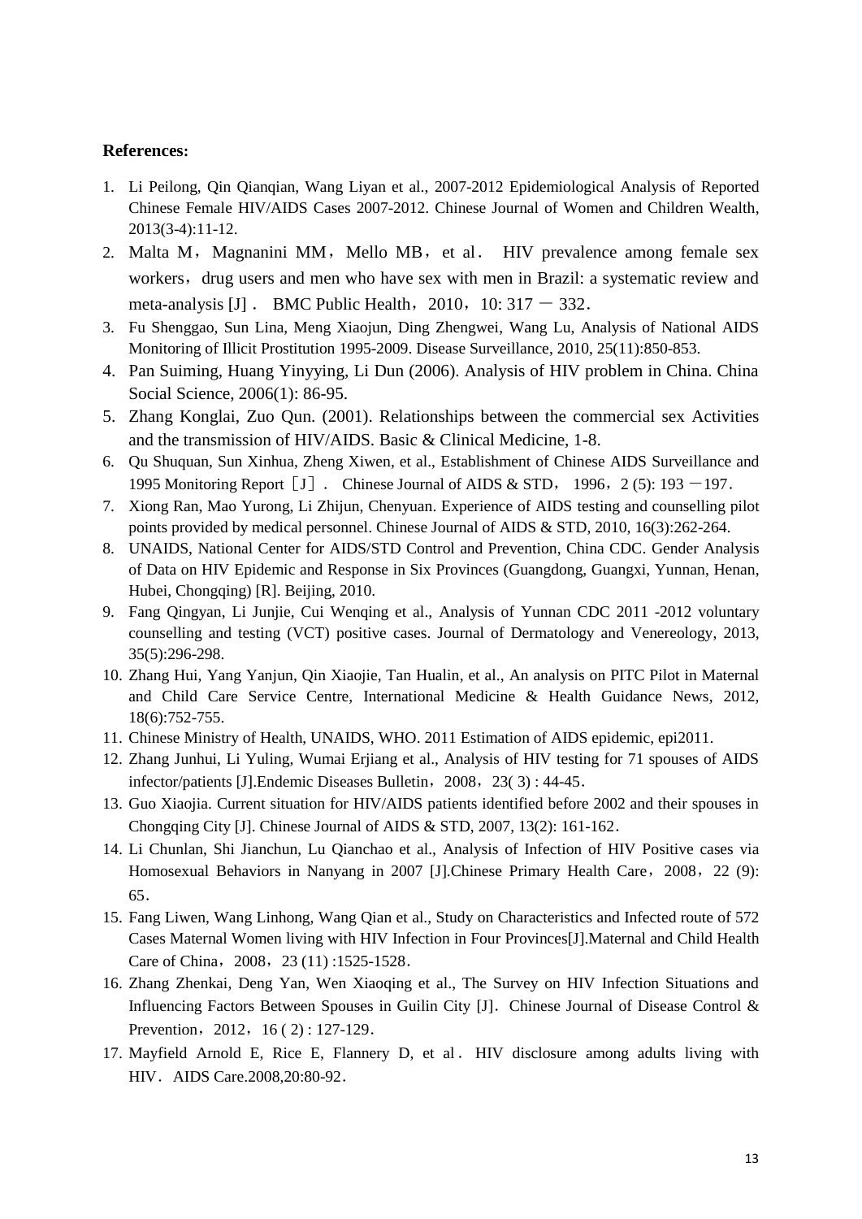**References:**

1. Li Peilong, Qin Qianqian, Wang Liyan et al., 2007-2012 Epidemiological Analysis of Reported Chinese Female HIV/AIDS Cases 2007-2012. Chinese Journal of Women and Children Wealth, 2013(3-4):11-12.
2. Malta M，Magnanini MM，Mello MB，et al． HIV prevalence among female sex workers，drug users and men who have sex with men in Brazil: a systematic review and meta-analysis [J]． BMC Public Health，2010，10: 317 － 332．
3. Fu Shenggao, Sun Lina, Meng Xiaojun, Ding Zhengwei, Wang Lu, Analysis of National AIDS Monitoring of Illicit Prostitution 1995-2009. Disease Surveillance, 2010, 25(11):850-853.
4. Pan Suiming, Huang Yinyying, Li Dun (2006). Analysis of HIV problem in China. China Social Science, 2006(1): 86-95.
5. Zhang Konglai, Zuo Qun. (2001). Relationships between the commercial sex Activities and the transmission of HIV/AIDS. Basic & Clinical Medicine, 1-8.
6. Qu Shuquan, Sun Xinhua, Zheng Xiwen, et al., Establishment of Chinese AIDS Surveillance and 1995 Monitoring Report［J］． Chinese Journal of AIDS & STD， 1996，2 (5): 193 －197．
7. Xiong Ran, Mao Yurong, Li Zhijun, Chenyuan. Experience of AIDS testing and counselling pilot points provided by medical personnel. Chinese Journal of AIDS & STD, 2010, 16(3):262-264.
8. UNAIDS, National Center for AIDS/STD Control and Prevention, China CDC. Gender Analysis of Data on HIV Epidemic and Response in Six Provinces (Guangdong, Guangxi, Yunnan, Henan, Hubei, Chongqing) [R]. Beijing, 2010.
9. Fang Qingyan, Li Junjie, Cui Wenqing et al., Analysis of Yunnan CDC 2011 -2012 voluntary counselling and testing (VCT) positive cases. Journal of Dermatology and Venereology, 2013, 35(5):296-298.
10. Zhang Hui, Yang Yanjun, Qin Xiaojie, Tan Hualin, et al., An analysis on PITC Pilot in Maternal and Child Care Service Centre, International Medicine & Health Guidance News, 2012, 18(6):752-755.
11. Chinese Ministry of Health, UNAIDS, WHO. 2011 Estimation of AIDS epidemic, epi2011.
12. Zhang Junhui, Li Yuling, Wumai Erjiang et al., Analysis of HIV testing for 71 spouses of AIDS infector/patients [J].Endemic Diseases Bulletin，2008，23( 3) : 44-45．
13. Guo Xiaojia. Current situation for HIV/AIDS patients identified before 2002 and their spouses in Chongqing City [J]. Chinese Journal of AIDS & STD, 2007, 13(2): 161-162．
14. Li Chunlan, Shi Jianchun, Lu Qianchao et al., Analysis of Infection of HIV Positive cases via Homosexual Behaviors in Nanyang in 2007 [J].Chinese Primary Health Care，2008，22 (9): 65．
15. Fang Liwen, Wang Linhong, Wang Qian et al., Study on Characteristics and Infected route of 572 Cases Maternal Women living with HIV Infection in Four Provinces[J].Maternal and Child Health Care of China，2008，23 (11) :1525-1528．
16. Zhang Zhenkai, Deng Yan, Wen Xiaoqing et al., The Survey on HIV Infection Situations and Influencing Factors Between Spouses in Guilin City [J]．Chinese Journal of Disease Control & Prevention，2012，16 ( 2) : 127-129．
17. Mayfield Arnold E, Rice E, Flannery D, et al． HIV disclosure among adults living with HIV．AIDS Care.2008,20:80-92．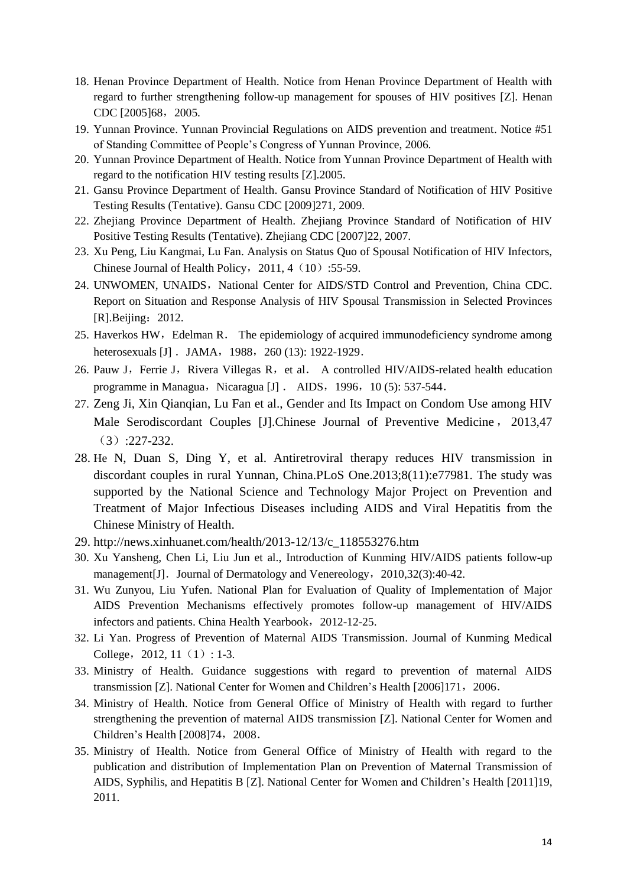18. Henan Province Department of Health. Notice from Henan Province Department of Health with regard to further strengthening follow-up management for spouses of HIV positives [Z]. Henan CDC [2005]68，2005.
19. Yunnan Province. Yunnan Provincial Regulations on AIDS prevention and treatment. Notice #51 of Standing Committee of People's Congress of Yunnan Province, 2006.
20. Yunnan Province Department of Health. Notice from Yunnan Province Department of Health with regard to the notification HIV testing results [Z].2005.
21. Gansu Province Department of Health. Gansu Province Standard of Notification of HIV Positive Testing Results (Tentative). Gansu CDC [2009]271, 2009.
22. Zhejiang Province Department of Health. Zhejiang Province Standard of Notification of HIV Positive Testing Results (Tentative). Zhejiang CDC [2007]22, 2007.
23. Xu Peng, Liu Kangmai, Lu Fan. Analysis on Status Quo of Spousal Notification of HIV Infectors, Chinese Journal of Health Policy，2011, 4（10）:55-59.
24. UNWOMEN, UNAIDS，National Center for AIDS/STD Control and Prevention, China CDC. Report on Situation and Response Analysis of HIV Spousal Transmission in Selected Provinces [R].Beijing：2012.
25. Haverkos HW，Edelman R． The epidemiology of acquired immunodeficiency syndrome among heterosexuals [J]． JAMA，1988，260 (13): 1922-1929．
26. Pauw J，Ferrie J，Rivera Villegas R，et al． A controlled HIV/AIDS-related health education programme in Managua，Nicaragua [J]． AIDS，1996，10 (5): 537-544．
27. Zeng Ji, Xin Qianqian, Lu Fan et al., Gender and Its Impact on Condom Use among HIV Male Serodiscordant Couples [J].Chinese Journal of Preventive Medicine，2013,47（3）:227-232.
28. He N, Duan S, Ding Y, et al. Antiretroviral therapy reduces HIV transmission in discordant couples in rural Yunnan, China.PLoS One.2013;8(11):e77981. The study was supported by the National Science and Technology Major Project on Prevention and Treatment of Major Infectious Diseases including AIDS and Viral Hepatitis from the Chinese Ministry of Health.
29. http://news.xinhuanet.com/health/2013-12/13/c_118553276.htm
30. Xu Yansheng, Chen Li, Liu Jun et al., Introduction of Kunming HIV/AIDS patients follow-up management[J]．Journal of Dermatology and Venereology，2010,32(3):40-42.
31. Wu Zunyou, Liu Yufen. National Plan for Evaluation of Quality of Implementation of Major AIDS Prevention Mechanisms effectively promotes follow-up management of HIV/AIDS infectors and patients. China Health Yearbook，2012-12-25.
32. Li Yan. Progress of Prevention of Maternal AIDS Transmission. Journal of Kunming Medical College，2012, 11（1）: 1-3.
33. Ministry of Health. Guidance suggestions with regard to prevention of maternal AIDS transmission [Z]. National Center for Women and Children's Health [2006]171，2006．
34. Ministry of Health. Notice from General Office of Ministry of Health with regard to further strengthening the prevention of maternal AIDS transmission [Z]. National Center for Women and Children's Health [2008]74，2008．
35. Ministry of Health. Notice from General Office of Ministry of Health with regard to the publication and distribution of Implementation Plan on Prevention of Maternal Transmission of AIDS, Syphilis, and Hepatitis B [Z]. National Center for Women and Children's Health [2011]19, 2011.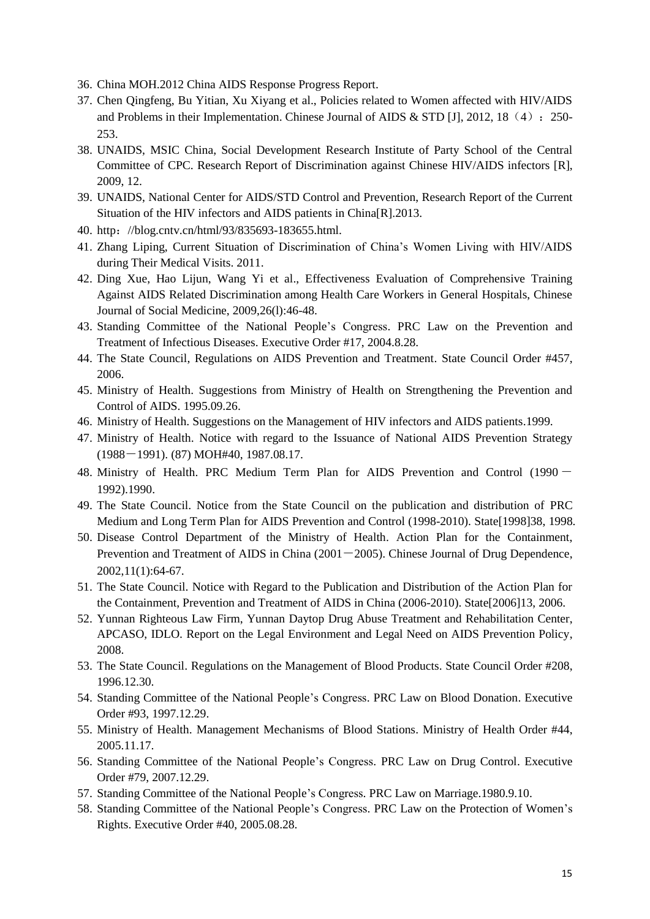36. China MOH.2012 China AIDS Response Progress Report.
37. Chen Qingfeng, Bu Yitian, Xu Xiyang et al., Policies related to Women affected with HIV/AIDS and Problems in their Implementation. Chinese Journal of AIDS & STD [J], 2012, 18（4）：250-253.
38. UNAIDS, MSIC China, Social Development Research Institute of Party School of the Central Committee of CPC. Research Report of Discrimination against Chinese HIV/AIDS infectors [R], 2009, 12.
39. UNAIDS, National Center for AIDS/STD Control and Prevention, Research Report of the Current Situation of the HIV infectors and AIDS patients in China[R].2013.
40. http：//blog.cntv.cn/html/93/835693-183655.html.
41. Zhang Liping, Current Situation of Discrimination of China's Women Living with HIV/AIDS during Their Medical Visits. 2011.
42. Ding Xue, Hao Lijun, Wang Yi et al., Effectiveness Evaluation of Comprehensive Training Against AIDS Related Discrimination among Health Care Workers in General Hospitals, Chinese Journal of Social Medicine, 2009,26(l):46-48.
43. Standing Committee of the National People's Congress. PRC Law on the Prevention and Treatment of Infectious Diseases. Executive Order #17, 2004.8.28.
44. The State Council, Regulations on AIDS Prevention and Treatment. State Council Order #457, 2006.
45. Ministry of Health. Suggestions from Ministry of Health on Strengthening the Prevention and Control of AIDS. 1995.09.26.
46. Ministry of Health. Suggestions on the Management of HIV infectors and AIDS patients.1999.
47. Ministry of Health. Notice with regard to the Issuance of National AIDS Prevention Strategy (1988－1991). (87) MOH#40, 1987.08.17.
48. Ministry of Health. PRC Medium Term Plan for AIDS Prevention and Control (1990－1992).1990.
49. The State Council. Notice from the State Council on the publication and distribution of PRC Medium and Long Term Plan for AIDS Prevention and Control (1998-2010). State[1998]38, 1998.
50. Disease Control Department of the Ministry of Health. Action Plan for the Containment, Prevention and Treatment of AIDS in China (2001－2005). Chinese Journal of Drug Dependence, 2002,11(1):64-67.
51. The State Council. Notice with Regard to the Publication and Distribution of the Action Plan for the Containment, Prevention and Treatment of AIDS in China (2006-2010). State[2006]13, 2006.
52. Yunnan Righteous Law Firm, Yunnan Daytop Drug Abuse Treatment and Rehabilitation Center, APCASO, IDLO. Report on the Legal Environment and Legal Need on AIDS Prevention Policy, 2008.
53. The State Council. Regulations on the Management of Blood Products. State Council Order #208, 1996.12.30.
54. Standing Committee of the National People's Congress. PRC Law on Blood Donation. Executive Order #93, 1997.12.29.
55. Ministry of Health. Management Mechanisms of Blood Stations. Ministry of Health Order #44, 2005.11.17.
56. Standing Committee of the National People's Congress. PRC Law on Drug Control. Executive Order #79, 2007.12.29.
57. Standing Committee of the National People's Congress. PRC Law on Marriage.1980.9.10.
58. Standing Committee of the National People's Congress. PRC Law on the Protection of Women's Rights. Executive Order #40, 2005.08.28.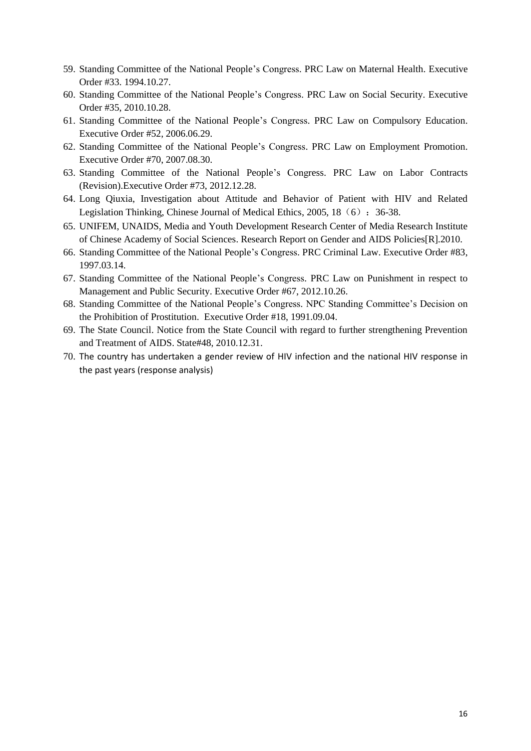59. Standing Committee of the National People's Congress. PRC Law on Maternal Health. Executive Order #33. 1994.10.27.
60. Standing Committee of the National People's Congress. PRC Law on Social Security. Executive Order #35, 2010.10.28.
61. Standing Committee of the National People's Congress. PRC Law on Compulsory Education. Executive Order #52, 2006.06.29.
62. Standing Committee of the National People's Congress. PRC Law on Employment Promotion. Executive Order #70, 2007.08.30.
63. Standing Committee of the National People's Congress. PRC Law on Labor Contracts (Revision).Executive Order #73, 2012.12.28.
64. Long Qiuxia, Investigation about Attitude and Behavior of Patient with HIV and Related Legislation Thinking, Chinese Journal of Medical Ethics, 2005, 18（6）：36-38.
65. UNIFEM, UNAIDS, Media and Youth Development Research Center of Media Research Institute of Chinese Academy of Social Sciences. Research Report on Gender and AIDS Policies[R].2010.
66. Standing Committee of the National People's Congress. PRC Criminal Law. Executive Order #83, 1997.03.14.
67. Standing Committee of the National People's Congress. PRC Law on Punishment in respect to Management and Public Security. Executive Order #67, 2012.10.26.
68. Standing Committee of the National People's Congress. NPC Standing Committee's Decision on the Prohibition of Prostitution. Executive Order #18, 1991.09.04.
69. The State Council. Notice from the State Council with regard to further strengthening Prevention and Treatment of AIDS. State#48, 2010.12.31.
70. The country has undertaken a gender review of HIV infection and the national HIV response in the past years (response analysis)